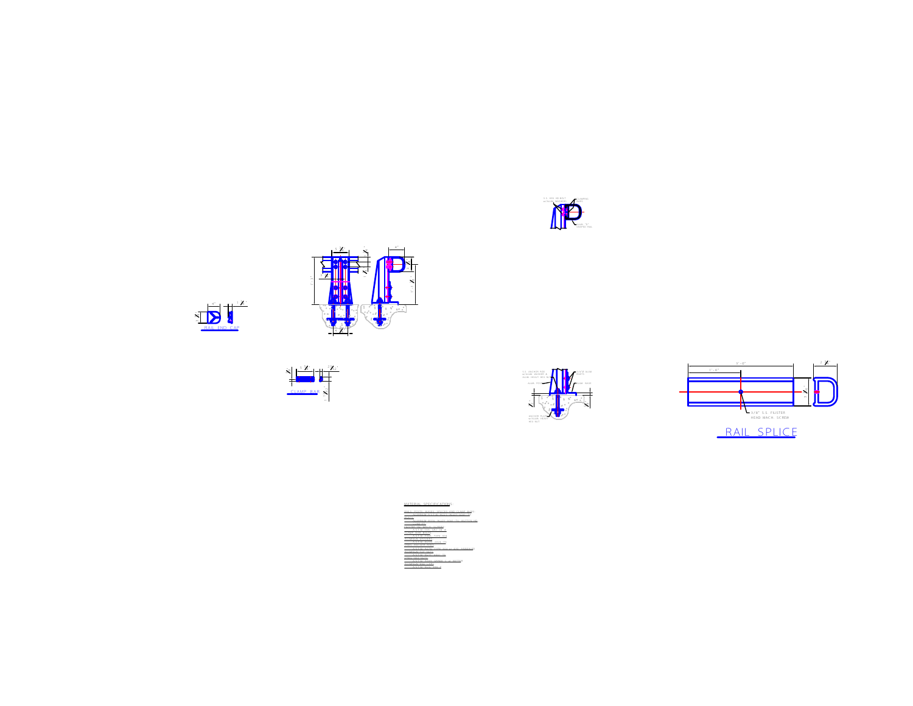RAIL END CAP

CLAMP BAR

S.S. RD. HD. BOLT W/ALUM. WASHERS

CLAMPING BARS

ALUM. "D" SHAPED RAIL

S.S. ANCHOR ROD W/ALUM. WASHER & ALUM. HEAVY HEX NUT

PLATE ALUM. POSTS

ALUM. POST

BASE PLATE

ANCHOR BOLT W/ALUM. HEAVY HEX NUT

3'-0"

1'-6"

3/8" S.S. FILISTER HEAD MACH. SCREW

RAIL SPLICE

MATERIAL SPECIFICATIONS: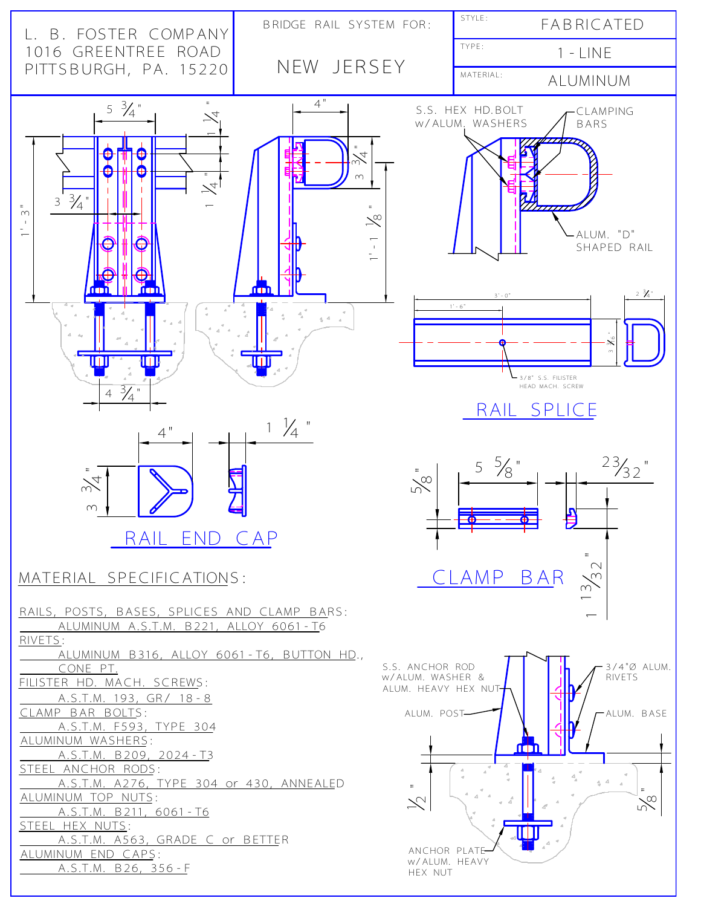| | | | |
|---|---|---|---|
| L. B. FOSTER COMPANY<br>1016 GREENTREE ROAD<br>PITTSBURGH, PA. 15220 | BRIDGE RAIL SYSTEM FOR:<br>NEW JERSEY | STYLE: | FABRICATED |
| | | TYPE: | 1 - LINE |
| | | MATERIAL: | ALUMINUM |

5 3/4"

1 1/4"

4"

S.S. HEX HD.BOLT w/ALUM. WASHERS

CLAMPING BARS

3 3/4"

1'-3"

3 3/4"

1 1/4"

1'-1 1/8"

ALUM. "D" SHAPED RAIL

3'-0"

1'-6"

2 3/4"

3 9/16"

3/8" S.S. FILISTER HEAD MACH. SCREW

4 3/4"

RAIL SPLICE

4"

1 1/4"

3 3/4"

RAIL END CAP

5 5/8"

23/32"

5/8"

1 13/32"

CLAMP BAR

MATERIAL SPECIFICATIONS:

RAILS, POSTS, BASES, SPLICES AND CLAMP BARS:
ALUMINUM A.S.T.M. B221, ALLOY 6061-T6

RIVETS:
ALUMINUM B316, ALLOY 6061-T6, BUTTON HD., CONE PT.

FILISTER HD. MACH. SCREWS:
A.S.T.M. 193, GR/ 18-8

CLAMP BAR BOLTS:
A.S.T.M. F593, TYPE 304

ALUMINUM WASHERS:
A.S.T.M. B209, 2024-T3

STEEL ANCHOR RODS:
A.S.T.M. A276, TYPE 304 or 430, ANNEALED

ALUMINUM TOP NUTS:
A.S.T.M. B211, 6061-T6

STEEL HEX NUTS:
A.S.T.M. A563, GRADE C or BETTER

ALUMINUM END CAPS:
A.S.T.M. B26, 356-F

S.S. ANCHOR ROD w/ALUM. WASHER & ALUM. HEAVY HEX NUT

3/4"Ø ALUM. RIVETS

ALUM. POST

ALUM. BASE

1/2"

5/8"

ANCHOR PLATE w/ALUM. HEAVY HEX NUT